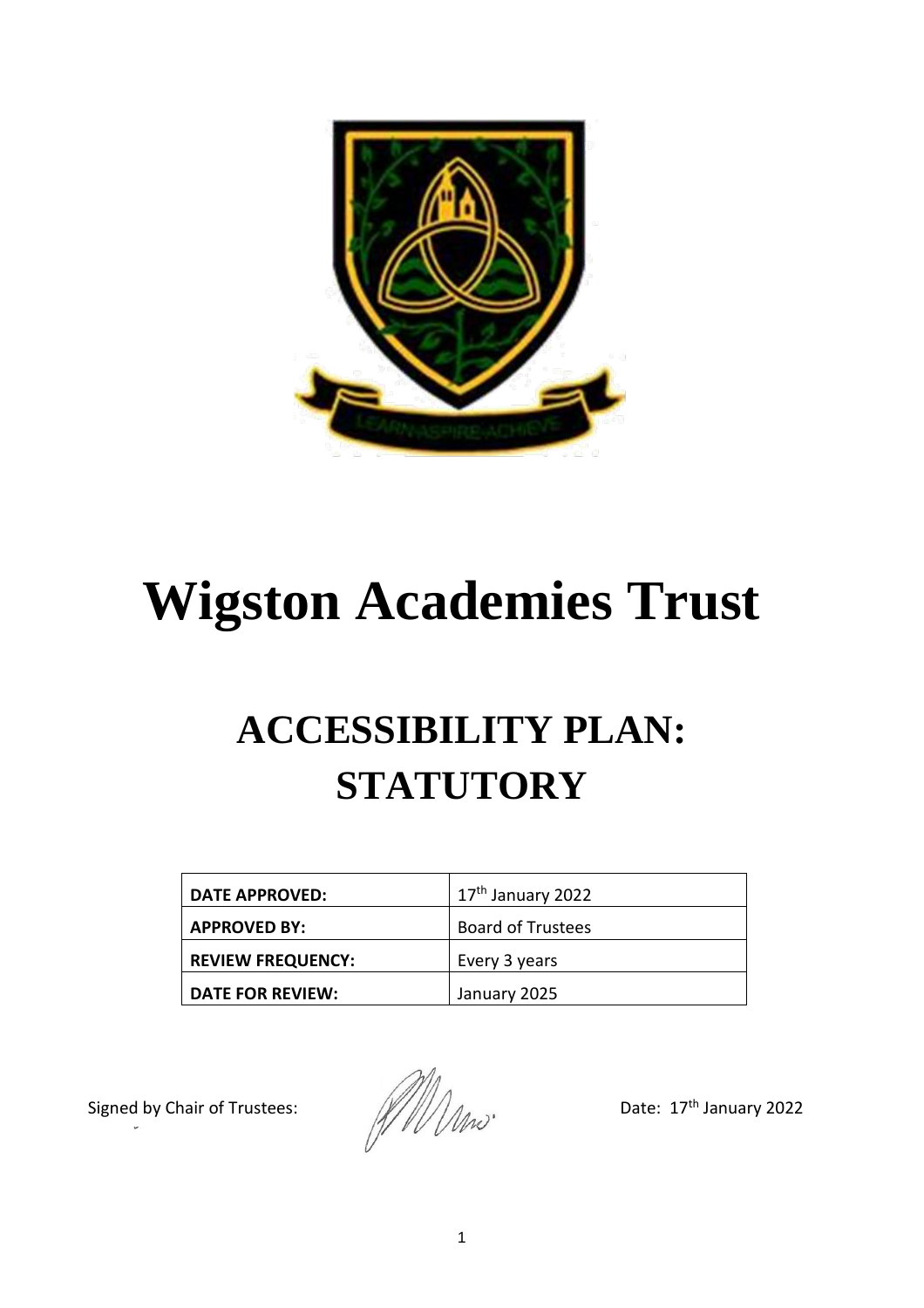# Wigston Academies Trust

## ACCESSIBILITY PLAN: STATUTORY

| DATE APPROVED: | 17th January 2022 |
|---|---|
| APPROVED BY: | Board of Trustees |
| REVIEW FREQUENCY: | Every 3 years |
| DATE FOR REVIEW: | January 2025 |

Signed by Chair of Trustees: Date: 17th January 2022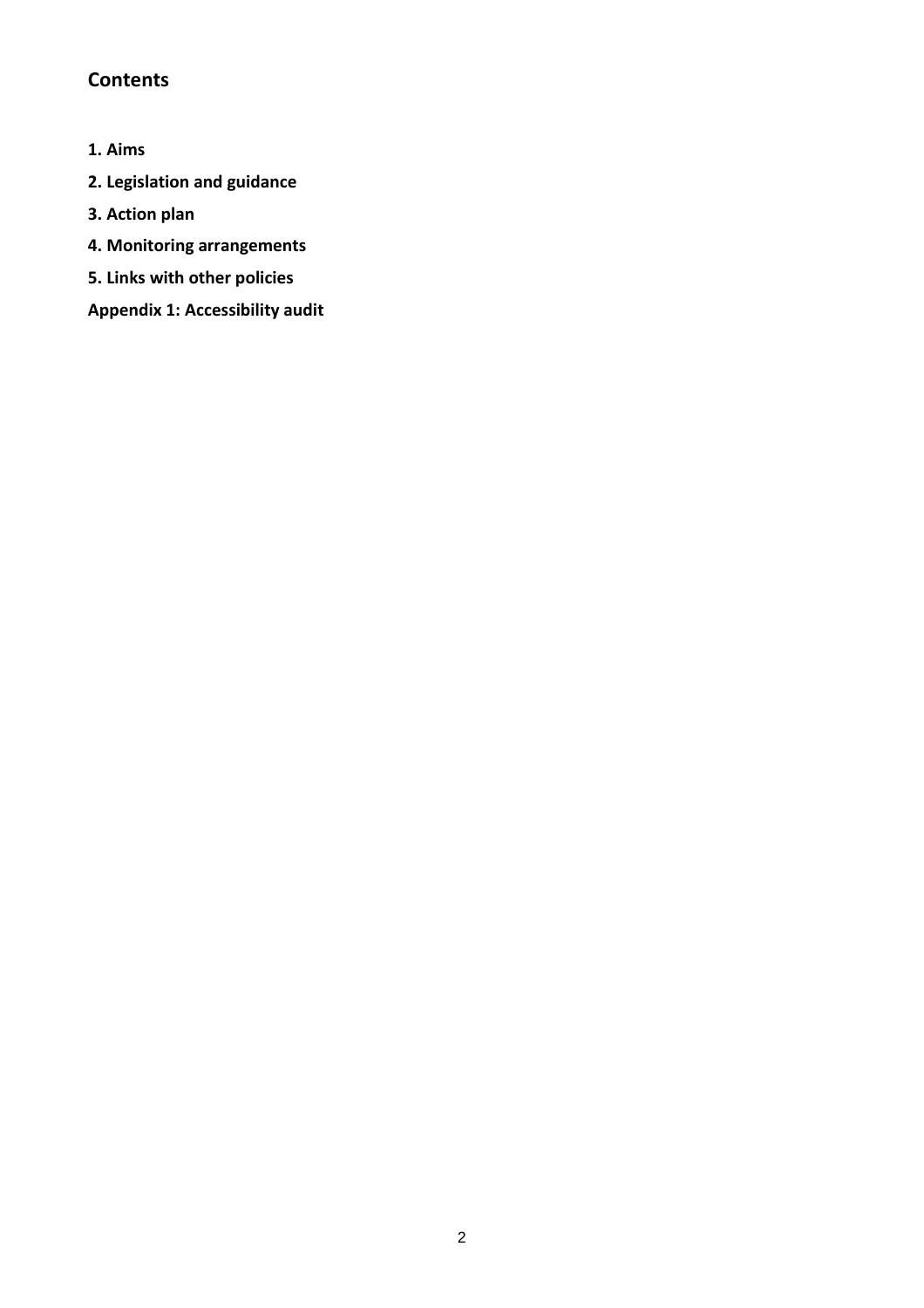## Contents

**1. Aims**

**2. Legislation and guidance**

**3. Action plan**

**4. Monitoring arrangements**

**5. Links with other policies**

**Appendix 1: Accessibility audit**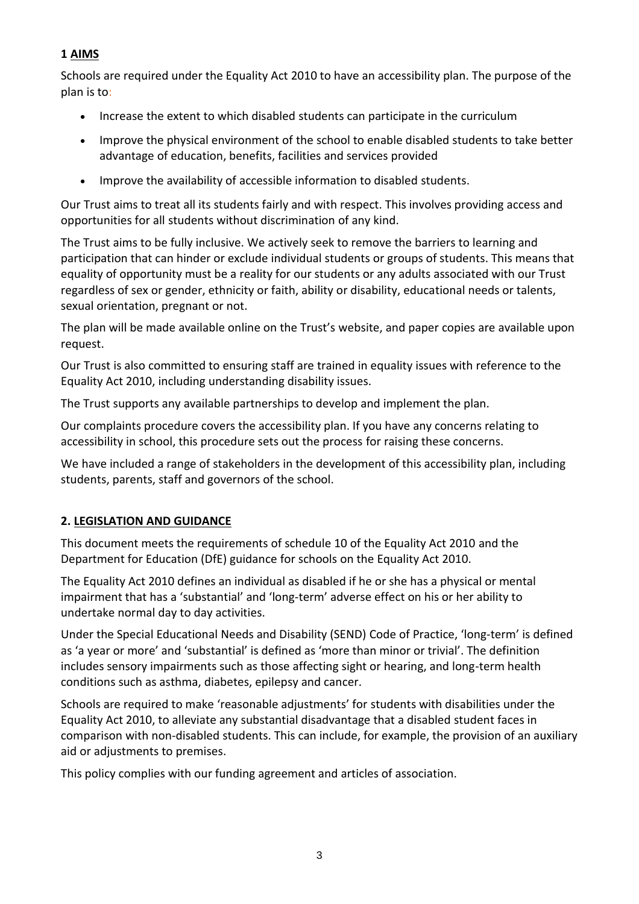## 1 AIMS

Schools are required under the Equality Act 2010 to have an accessibility plan. The purpose of the plan is to:

- Increase the extent to which disabled students can participate in the curriculum
- Improve the physical environment of the school to enable disabled students to take better advantage of education, benefits, facilities and services provided
- Improve the availability of accessible information to disabled students.

Our Trust aims to treat all its students fairly and with respect. This involves providing access and opportunities for all students without discrimination of any kind.

The Trust aims to be fully inclusive. We actively seek to remove the barriers to learning and participation that can hinder or exclude individual students or groups of students. This means that equality of opportunity must be a reality for our students or any adults associated with our Trust regardless of sex or gender, ethnicity or faith, ability or disability, educational needs or talents, sexual orientation, pregnant or not.

The plan will be made available online on the Trust's website, and paper copies are available upon request.

Our Trust is also committed to ensuring staff are trained in equality issues with reference to the Equality Act 2010, including understanding disability issues.

The Trust supports any available partnerships to develop and implement the plan.

Our complaints procedure covers the accessibility plan. If you have any concerns relating to accessibility in school, this procedure sets out the process for raising these concerns.

We have included a range of stakeholders in the development of this accessibility plan, including students, parents, staff and governors of the school.

## 2. LEGISLATION AND GUIDANCE

This document meets the requirements of schedule 10 of the Equality Act 2010 and the Department for Education (DfE) guidance for schools on the Equality Act 2010.

The Equality Act 2010 defines an individual as disabled if he or she has a physical or mental impairment that has a 'substantial' and 'long-term' adverse effect on his or her ability to undertake normal day to day activities.

Under the Special Educational Needs and Disability (SEND) Code of Practice, 'long-term' is defined as 'a year or more' and 'substantial' is defined as 'more than minor or trivial'. The definition includes sensory impairments such as those affecting sight or hearing, and long-term health conditions such as asthma, diabetes, epilepsy and cancer.

Schools are required to make 'reasonable adjustments' for students with disabilities under the Equality Act 2010, to alleviate any substantial disadvantage that a disabled student faces in comparison with non-disabled students. This can include, for example, the provision of an auxiliary aid or adjustments to premises.

This policy complies with our funding agreement and articles of association.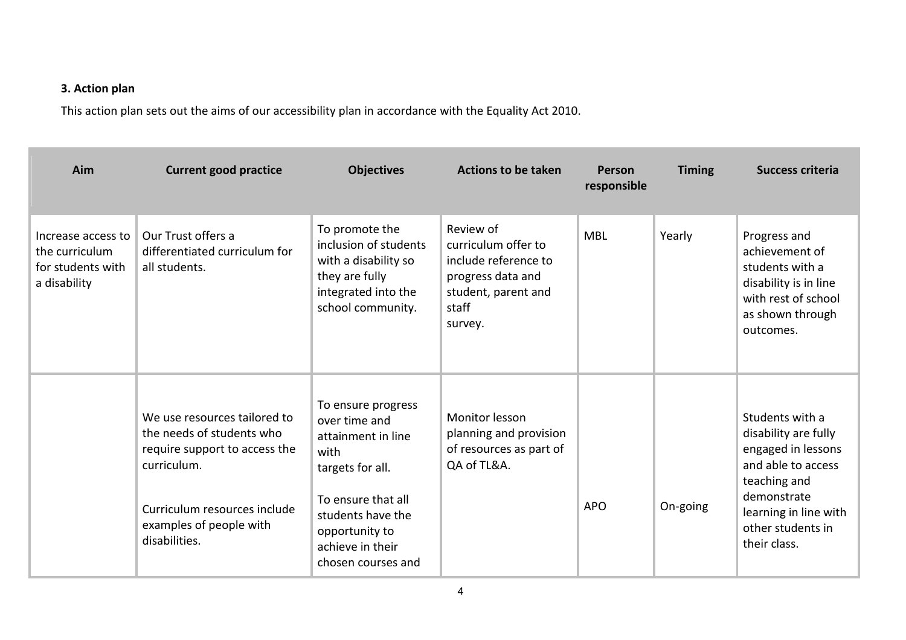### 3. Action plan

This action plan sets out the aims of our accessibility plan in accordance with the Equality Act 2010.

| Aim | Current good practice | Objectives | Actions to be taken | Person responsible | Timing | Success criteria |
|---|---|---|---|---|---|---|
| Increase access to the curriculum for students with a disability | Our Trust offers a differentiated curriculum for all students. | To promote the inclusion of students with a disability so they are fully integrated into the school community. | Review of curriculum offer to include reference to progress data and student, parent and staff survey. | MBL | Yearly | Progress and achievement of students with a disability is in line with rest of school as shown through outcomes. |
| | We use resources tailored to the needs of students who require support to access the curriculum.<br><br>Curriculum resources include examples of people with disabilities. | To ensure progress over time and attainment in line with targets for all.<br><br>To ensure that all students have the opportunity to achieve in their chosen courses and | Monitor lesson planning and provision of resources as part of QA of TL&A. | APO | On-going | Students with a disability are fully engaged in lessons and able to access teaching and demonstrate learning in line with other students in their class. |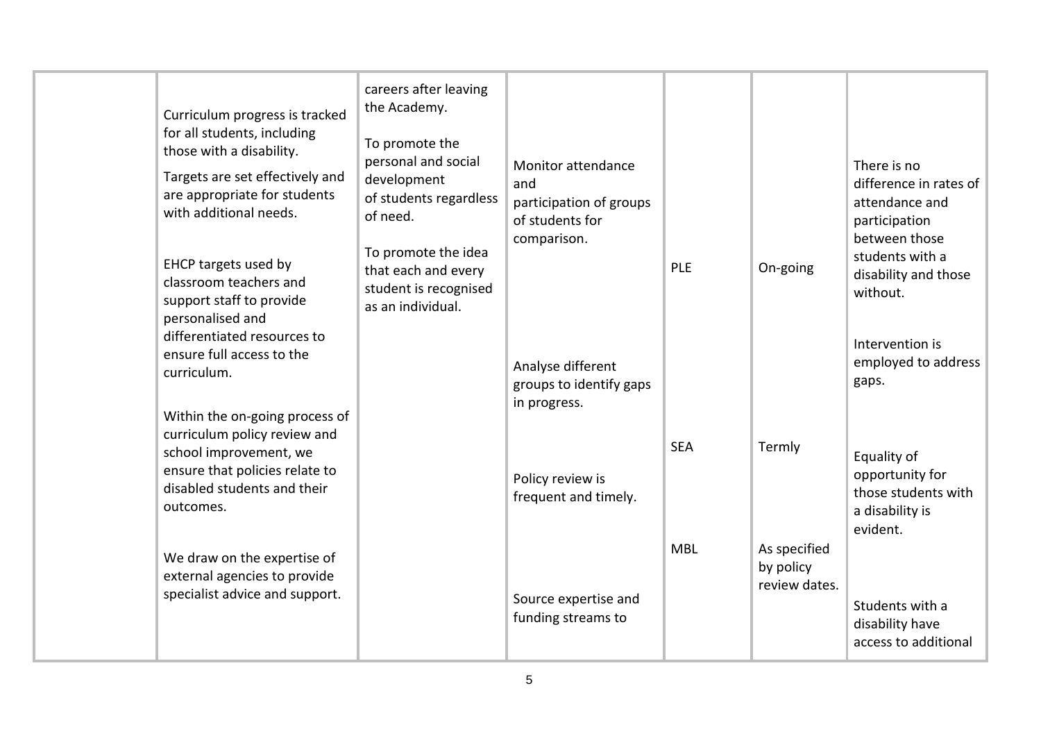|  |  |  |  |  |  |  |
|---|---|---|---|---|---|---|
|  | Curriculum progress is tracked for all students, including those with a disability.<br><br>Targets are set effectively and are appropriate for students with additional needs.<br><br>EHCP targets used by classroom teachers and support staff to provide personalised and differentiated resources to ensure full access to the curriculum.<br><br>Within the on-going process of curriculum policy review and school improvement, we ensure that policies relate to disabled students and their outcomes.<br><br>We draw on the expertise of external agencies to provide specialist advice and support. | careers after leaving the Academy.<br><br>To promote the personal and social development of students regardless of need.<br><br>To promote the idea that each and every student is recognised as an individual. | Monitor attendance and participation of groups of students for comparison.<br><br>Analyse different groups to identify gaps in progress.<br><br>Policy review is frequent and timely.<br><br>Source expertise and funding streams to | PLE<br><br>SEA<br><br>MBL | On-going<br><br>Termly<br><br>As specified by policy review dates. | There is no difference in rates of attendance and participation between those students with a disability and those without.<br><br>Intervention is employed to address gaps.<br><br>Equality of opportunity for those students with a disability is evident.<br><br>Students with a disability have access to additional |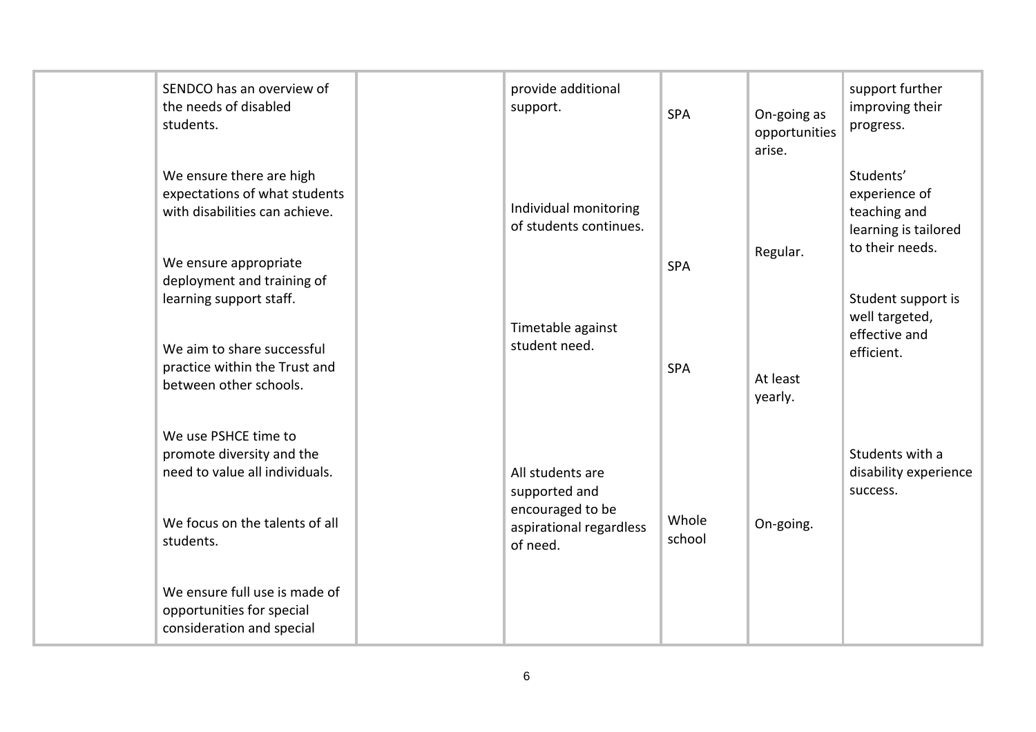|  |  |  |  |  |  |  |
|---|---|---|---|---|---|---|
|  | SENDCO has an overview of the needs of disabled students.<br><br>We ensure there are high expectations of what students with disabilities can achieve.<br><br>We ensure appropriate deployment and training of learning support staff.<br><br>We aim to share successful practice within the Trust and between other schools.<br><br>We use PSHCE time to promote diversity and the need to value all individuals.<br><br>We focus on the talents of all students.<br><br>We ensure full use is made of opportunities for special consideration and special |  | provide additional support.<br><br>Individual monitoring of students continues.<br><br>Timetable against student need.<br><br>All students are supported and encouraged to be aspirational regardless of need. | SPA<br><br>SPA<br><br>SPA<br><br>Whole school | On-going as opportunities arise.<br><br>Regular.<br><br>At least yearly.<br><br>On-going. | support further improving their progress.<br><br>Students' experience of teaching and learning is tailored to their needs.<br><br>Student support is well targeted, effective and efficient.<br><br>Students with a disability experience success. |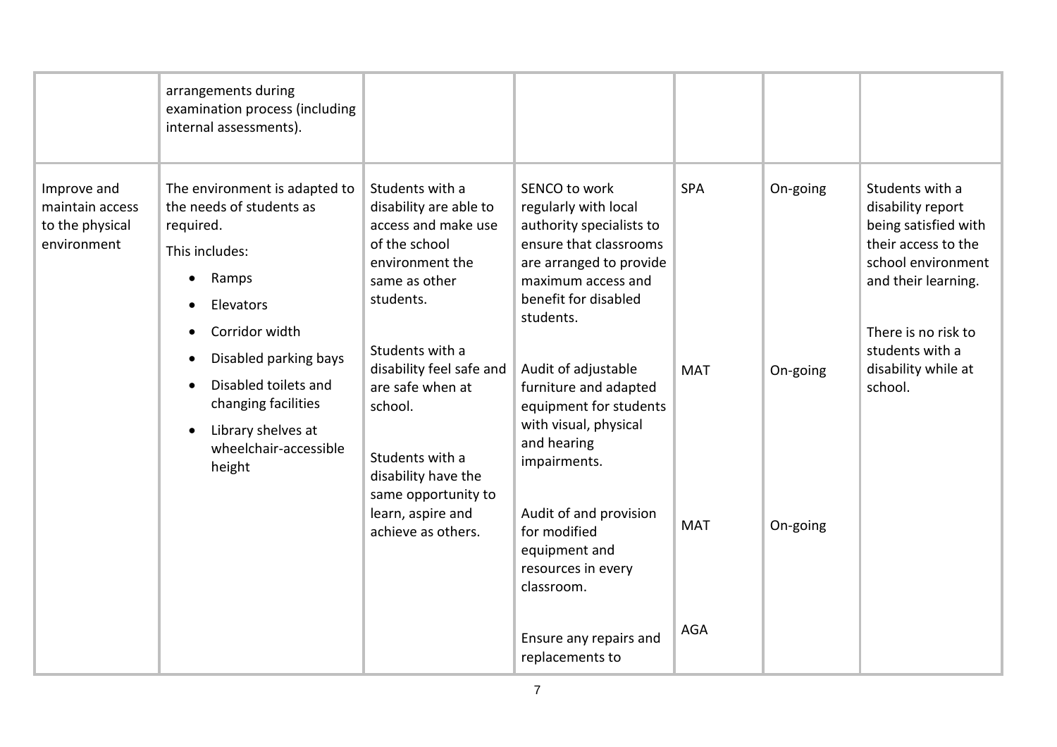| | | | | | | |
|---|---|---|---|---|---|---|
| | arrangements during examination process (including internal assessments). | | | | | |
| Improve and maintain access to the physical environment | The environment is adapted to the needs of students as required.<br><br>This includes:<br><br>• Ramps<br>• Elevators<br>• Corridor width<br>• Disabled parking bays<br>• Disabled toilets and changing facilities<br>• Library shelves at wheelchair-accessible height | Students with a disability are able to access and make use of the school environment the same as other students.<br><br>Students with a disability feel safe and are safe when at school.<br><br>Students with a disability have the same opportunity to learn, aspire and achieve as others. | SENCO to work regularly with local authority specialists to ensure that classrooms are arranged to provide maximum access and benefit for disabled students.<br><br>Audit of adjustable furniture and adapted equipment for students with visual, physical and hearing impairments.<br><br>Audit of and provision for modified equipment and resources in every classroom.<br><br>Ensure any repairs and replacements to | SPA<br><br>MAT<br><br>MAT<br><br>AGA | On-going<br><br>On-going<br><br>On-going | Students with a disability report being satisfied with their access to the school environment and their learning.<br><br>There is no risk to students with a disability while at school. |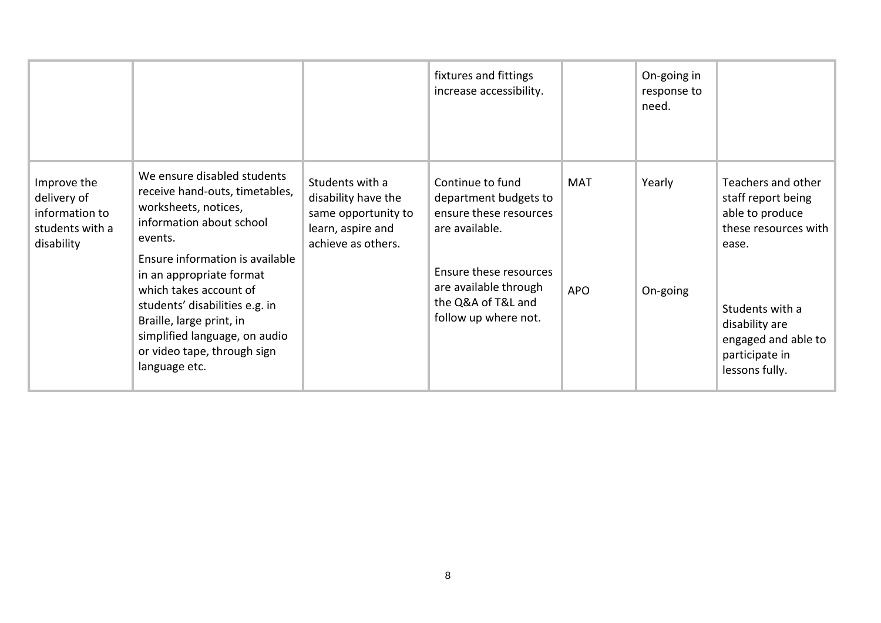| | | | | | | |
|---|---|---|---|---|---|---|
| | | | fixtures and fittings increase accessibility. | | On-going in response to need. | |
| Improve the delivery of information to students with a disability | We ensure disabled students receive hand-outs, timetables, worksheets, notices, information about school events.<br>Ensure information is available in an appropriate format which takes account of students' disabilities e.g. in Braille, large print, in simplified language, on audio or video tape, through sign language etc. | Students with a disability have the same opportunity to learn, aspire and achieve as others. | Continue to fund department budgets to ensure these resources are available.<br><br>Ensure these resources are available through the Q&A of T&L and follow up where not. | MAT<br><br>APO | Yearly<br><br>On-going | Teachers and other staff report being able to produce these resources with ease.<br><br>Students with a disability are engaged and able to participate in lessons fully. |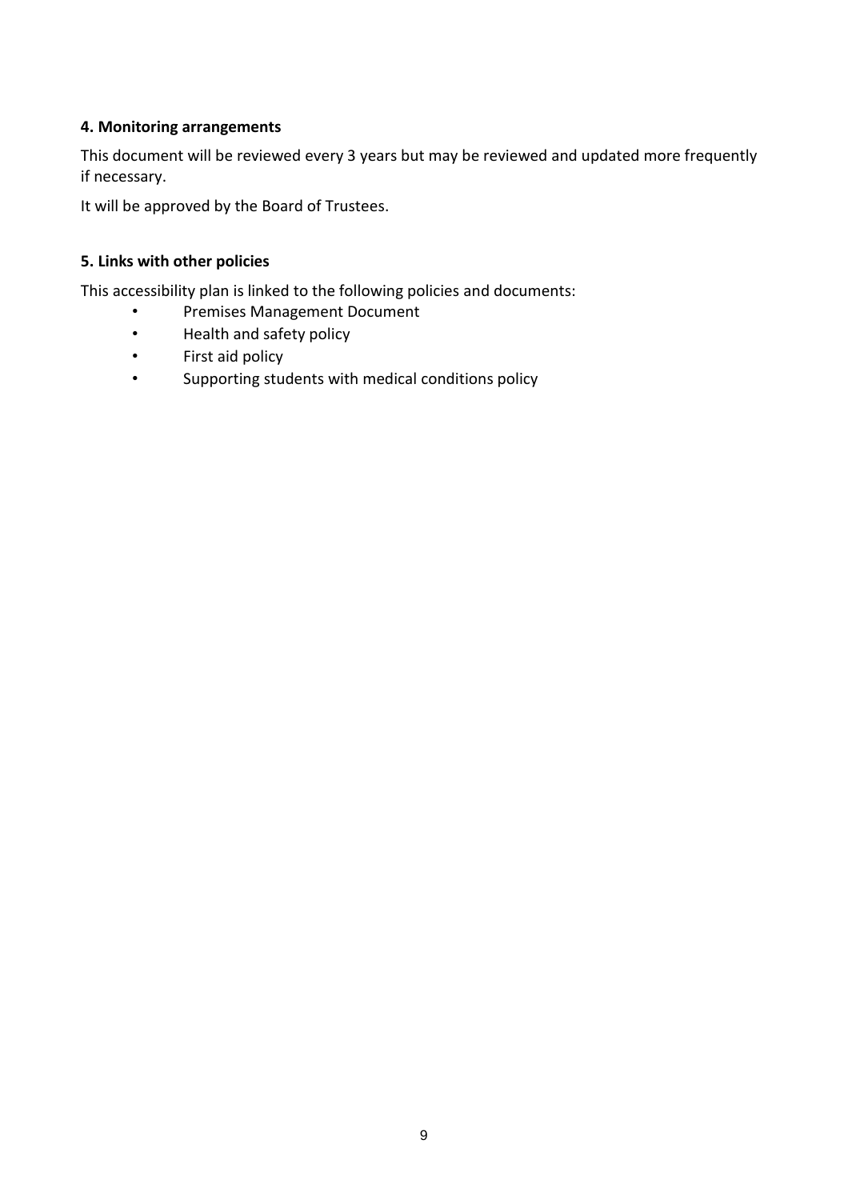#### 4. Monitoring arrangements

This document will be reviewed every 3 years but may be reviewed and updated more frequently if necessary.

It will be approved by the Board of Trustees.

#### 5. Links with other policies

This accessibility plan is linked to the following policies and documents:

- Premises Management Document
- Health and safety policy
- First aid policy
- Supporting students with medical conditions policy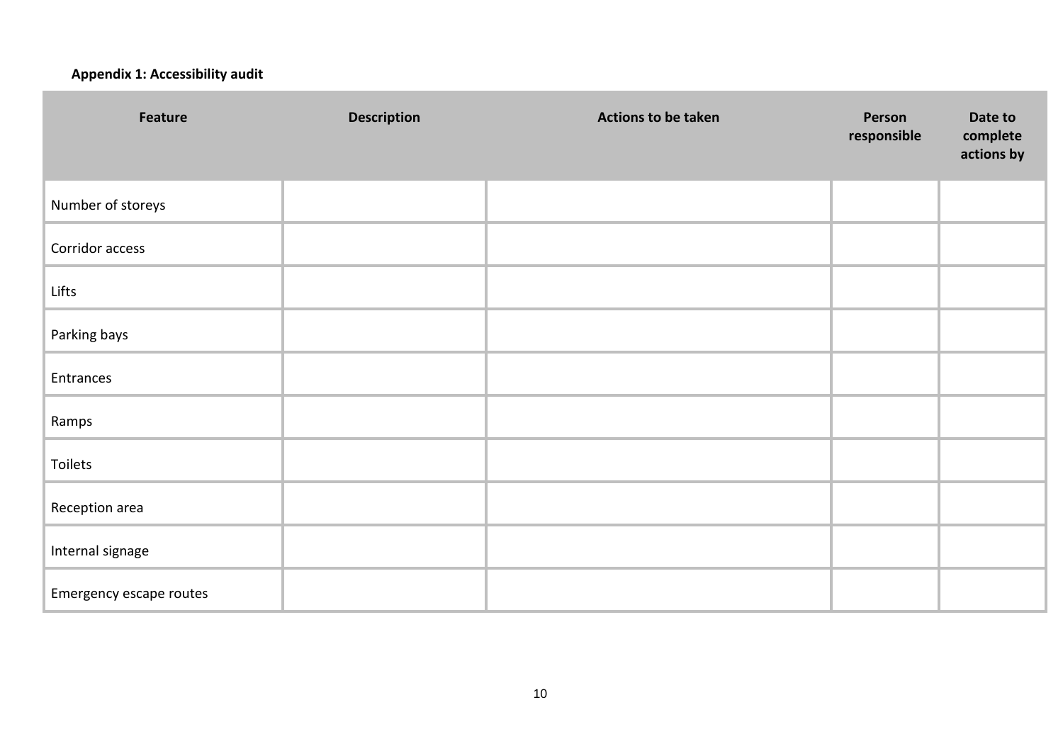**Appendix 1: Accessibility audit**

| Feature | Description | Actions to be taken | Person responsible | Date to complete actions by |
|---|---|---|---|---|
| Number of storeys | | | | |
| Corridor access | | | | |
| Lifts | | | | |
| Parking bays | | | | |
| Entrances | | | | |
| Ramps | | | | |
| Toilets | | | | |
| Reception area | | | | |
| Internal signage | | | | |
| Emergency escape routes | | | | |